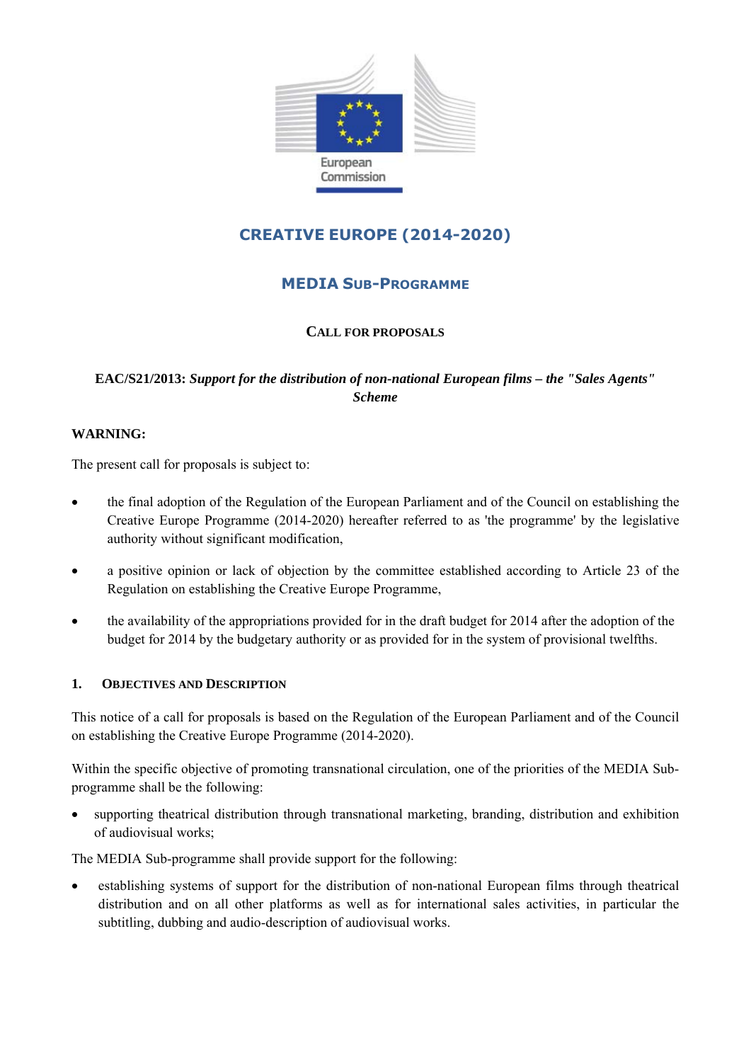European Commission

# CREATIVE EUROPE (2014-2020)

## MEDIA SUB-PROGRAMME

### CALL FOR PROPOSALS

**EAC/S21/2013:** ***Support for the distribution of non-national European films – the "Sales Agents" Scheme***

**WARNING:**

The present call for proposals is subject to:

- the final adoption of the Regulation of the European Parliament and of the Council on establishing the Creative Europe Programme (2014-2020) hereafter referred to as 'the programme' by the legislative authority without significant modification,
- a positive opinion or lack of objection by the committee established according to Article 23 of the Regulation on establishing the Creative Europe Programme,
- the availability of the appropriations provided for in the draft budget for 2014 after the adoption of the budget for 2014 by the budgetary authority or as provided for in the system of provisional twelfths.

## 1. OBJECTIVES AND DESCRIPTION

This notice of a call for proposals is based on the Regulation of the European Parliament and of the Council on establishing the Creative Europe Programme (2014-2020).

Within the specific objective of promoting transnational circulation, one of the priorities of the MEDIA Sub-programme shall be the following:

- supporting theatrical distribution through transnational marketing, branding, distribution and exhibition of audiovisual works;

The MEDIA Sub-programme shall provide support for the following:

- establishing systems of support for the distribution of non-national European films through theatrical distribution and on all other platforms as well as for international sales activities, in particular the subtitling, dubbing and audio-description of audiovisual works.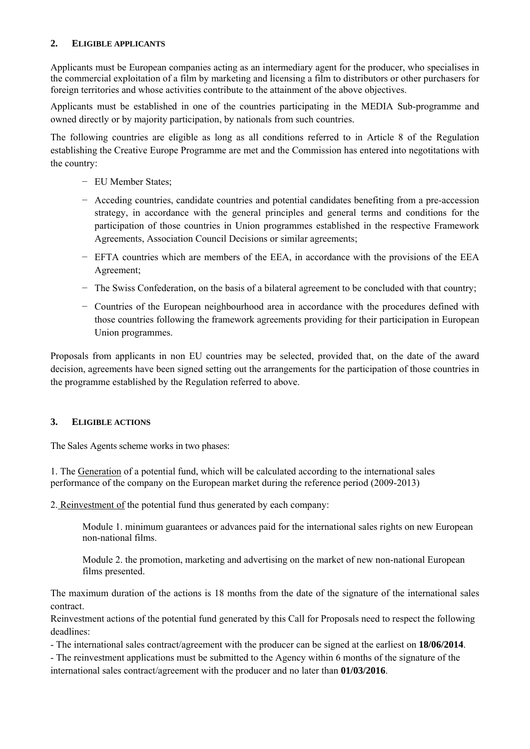## 2. Eligible applicants

Applicants must be European companies acting as an intermediary agent for the producer, who specialises in the commercial exploitation of a film by marketing and licensing a film to distributors or other purchasers for foreign territories and whose activities contribute to the attainment of the above objectives.

Applicants must be established in one of the countries participating in the MEDIA Sub-programme and owned directly or by majority participation, by nationals from such countries.

The following countries are eligible as long as all conditions referred to in Article 8 of the Regulation establishing the Creative Europe Programme are met and the Commission has entered into negotiations with the country:

- EU Member States;
- Acceding countries, candidate countries and potential candidates benefiting from a pre-accession strategy, in accordance with the general principles and general terms and conditions for the participation of those countries in Union programmes established in the respective Framework Agreements, Association Council Decisions or similar agreements;
- EFTA countries which are members of the EEA, in accordance with the provisions of the EEA Agreement;
- The Swiss Confederation, on the basis of a bilateral agreement to be concluded with that country;
- Countries of the European neighbourhood area in accordance with the procedures defined with those countries following the framework agreements providing for their participation in European Union programmes.

Proposals from applicants in non EU countries may be selected, provided that, on the date of the award decision, agreements have been signed setting out the arrangements for the participation of those countries in the programme established by the Regulation referred to above.

## 3. Eligible actions

The Sales Agents scheme works in two phases:

1. The Generation of a potential fund, which will be calculated according to the international sales performance of the company on the European market during the reference period (2009-2013)

2. Reinvestment of the potential fund thus generated by each company:

Module 1. minimum guarantees or advances paid for the international sales rights on new European non-national films.

Module 2. the promotion, marketing and advertising on the market of new non-national European films presented.

The maximum duration of the actions is 18 months from the date of the signature of the international sales contract.

Reinvestment actions of the potential fund generated by this Call for Proposals need to respect the following deadlines:

- The international sales contract/agreement with the producer can be signed at the earliest on **18/06/2014**.
- The reinvestment applications must be submitted to the Agency within 6 months of the signature of the international sales contract/agreement with the producer and no later than **01/03/2016**.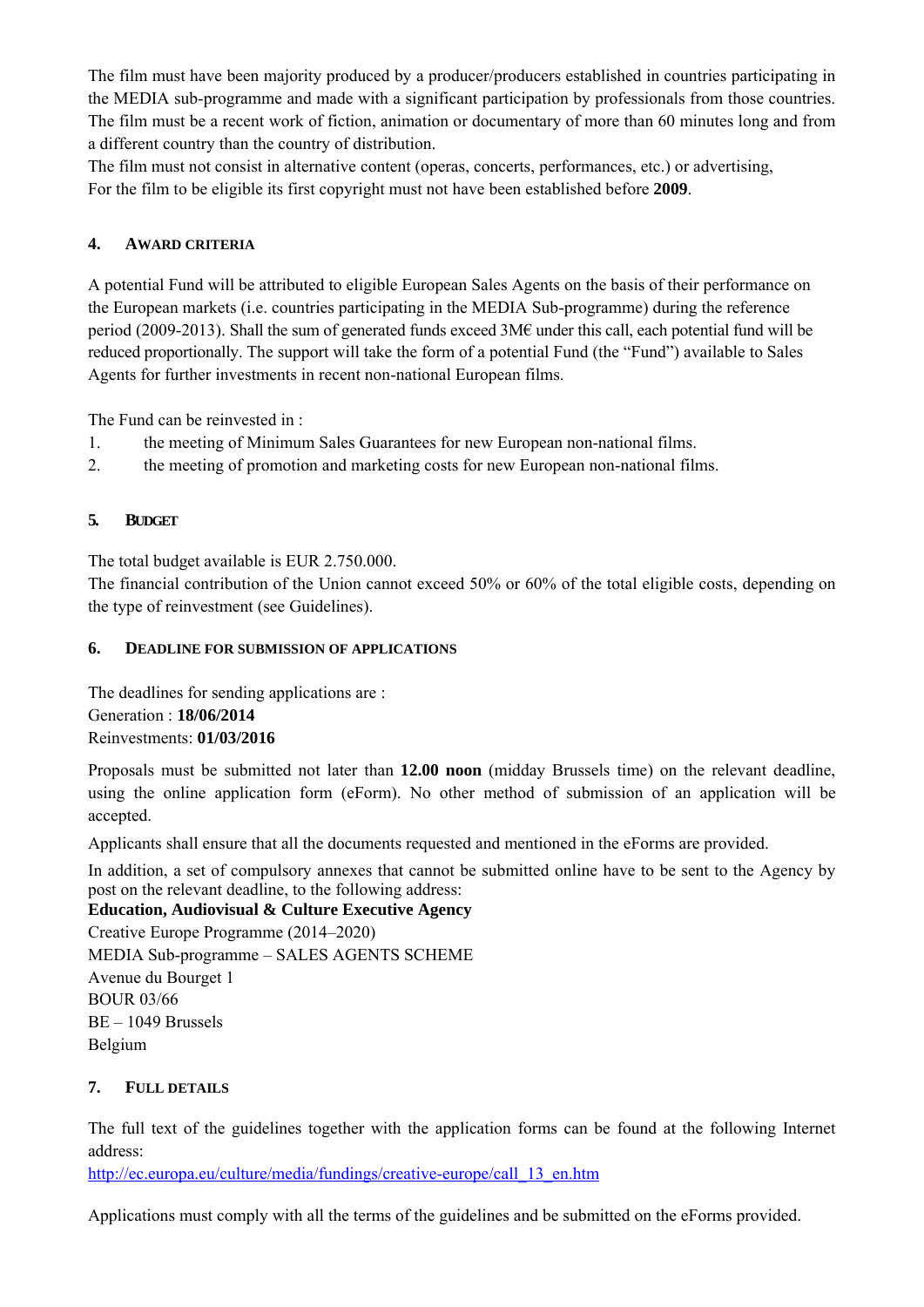The film must have been majority produced by a producer/producers established in countries participating in the MEDIA sub-programme and made with a significant participation by professionals from those countries. The film must be a recent work of fiction, animation or documentary of more than 60 minutes long and from a different country than the country of distribution.

The film must not consist in alternative content (operas, concerts, performances, etc.) or advertising,

For the film to be eligible its first copyright must not have been established before **2009**.

## 4. AWARD CRITERIA

A potential Fund will be attributed to eligible European Sales Agents on the basis of their performance on the European markets (i.e. countries participating in the MEDIA Sub-programme) during the reference period (2009-2013). Shall the sum of generated funds exceed 3M€ under this call, each potential fund will be reduced proportionally. The support will take the form of a potential Fund (the "Fund") available to Sales Agents for further investments in recent non-national European films.

The Fund can be reinvested in :

1. the meeting of Minimum Sales Guarantees for new European non-national films.
2. the meeting of promotion and marketing costs for new European non-national films.

## 5. BUDGET

The total budget available is EUR 2.750.000.

The financial contribution of the Union cannot exceed 50% or 60% of the total eligible costs, depending on the type of reinvestment (see Guidelines).

## 6. DEADLINE FOR SUBMISSION OF APPLICATIONS

The deadlines for sending applications are :
Generation : **18/06/2014**
Reinvestments: **01/03/2016**

Proposals must be submitted not later than **12.00 noon** (midday Brussels time) on the relevant deadline, using the online application form (eForm). No other method of submission of an application will be accepted.

Applicants shall ensure that all the documents requested and mentioned in the eForms are provided.

In addition, a set of compulsory annexes that cannot be submitted online have to be sent to the Agency by post on the relevant deadline, to the following address:

**Education, Audiovisual & Culture Executive Agency**
Creative Europe Programme (2014–2020)
MEDIA Sub-programme – SALES AGENTS SCHEME
Avenue du Bourget 1
BOUR 03/66
BE – 1049 Brussels
Belgium

## 7. FULL DETAILS

The full text of the guidelines together with the application forms can be found at the following Internet address:

http://ec.europa.eu/culture/media/fundings/creative-europe/call_13_en.htm

Applications must comply with all the terms of the guidelines and be submitted on the eForms provided.